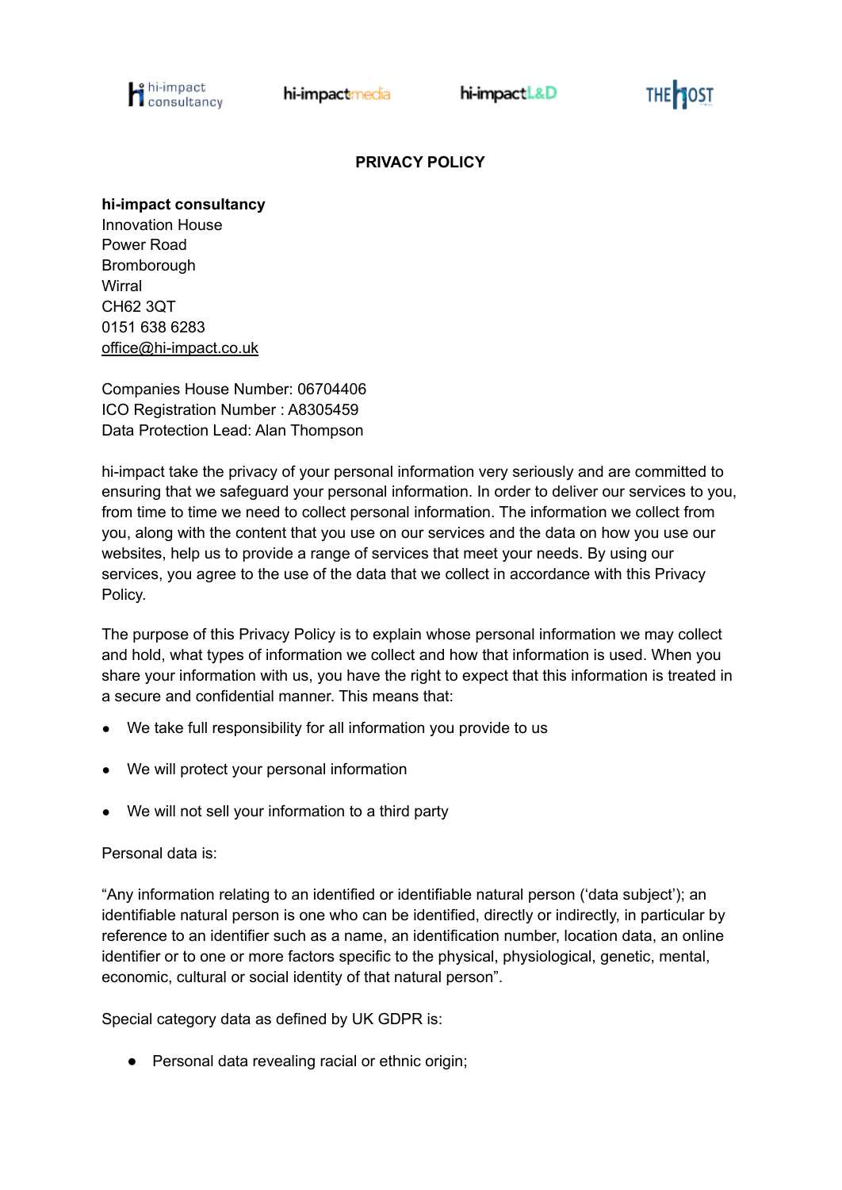# PRIVACY POLICY

**hi-impact consultancy**
Innovation House
Power Road
Bromborough
Wirral
CH62 3QT
0151 638 6283
office@hi-impact.co.uk

Companies House Number: 06704406
ICO Registration Number : A8305459
Data Protection Lead: Alan Thompson

hi-impact take the privacy of your personal information very seriously and are committed to ensuring that we safeguard your personal information. In order to deliver our services to you, from time to time we need to collect personal information. The information we collect from you, along with the content that you use on our services and the data on how you use our websites, help us to provide a range of services that meet your needs. By using our services, you agree to the use of the data that we collect in accordance with this Privacy Policy.

The purpose of this Privacy Policy is to explain whose personal information we may collect and hold, what types of information we collect and how that information is used. When you share your information with us, you have the right to expect that this information is treated in a secure and confidential manner. This means that:

- We take full responsibility for all information you provide to us
- We will protect your personal information
- We will not sell your information to a third party

Personal data is:

"Any information relating to an identified or identifiable natural person ('data subject'); an identifiable natural person is one who can be identified, directly or indirectly, in particular by reference to an identifier such as a name, an identification number, location data, an online identifier or to one or more factors specific to the physical, physiological, genetic, mental, economic, cultural or social identity of that natural person".

Special category data as defined by UK GDPR is:

- Personal data revealing racial or ethnic origin;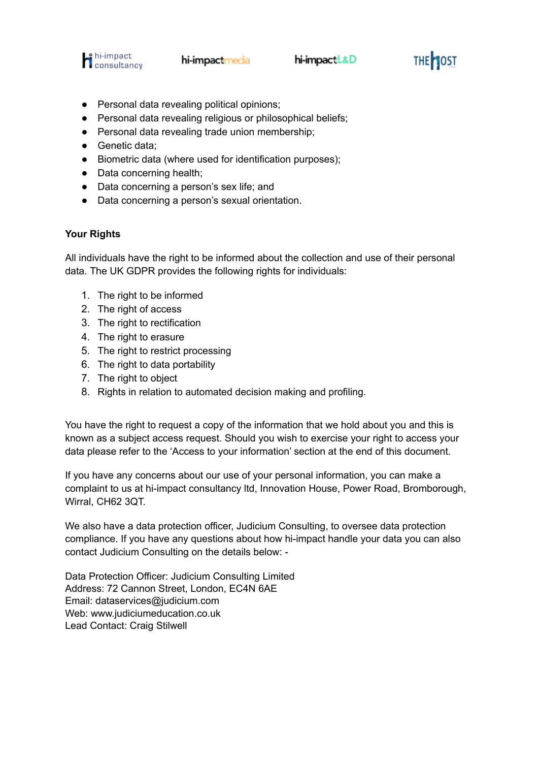- Personal data revealing political opinions;
- Personal data revealing religious or philosophical beliefs;
- Personal data revealing trade union membership;
- Genetic data;
- Biometric data (where used for identification purposes);
- Data concerning health;
- Data concerning a person's sex life; and
- Data concerning a person's sexual orientation.

**Your Rights**

All individuals have the right to be informed about the collection and use of their personal data. The UK GDPR provides the following rights for individuals:

1. The right to be informed
2. The right of access
3. The right to rectification
4. The right to erasure
5. The right to restrict processing
6. The right to data portability
7. The right to object
8. Rights in relation to automated decision making and profiling.

You have the right to request a copy of the information that we hold about you and this is known as a subject access request. Should you wish to exercise your right to access your data please refer to the 'Access to your information' section at the end of this document.

If you have any concerns about our use of your personal information, you can make a complaint to us at hi-impact consultancy ltd, Innovation House, Power Road, Bromborough, Wirral, CH62 3QT.

We also have a data protection officer, Judicium Consulting, to oversee data protection compliance. If you have any questions about how hi-impact handle your data you can also contact Judicium Consulting on the details below: -

Data Protection Officer: Judicium Consulting Limited
Address: 72 Cannon Street, London, EC4N 6AE
Email: dataservices@judicium.com
Web: www.judiciumeducation.co.uk
Lead Contact: Craig Stilwell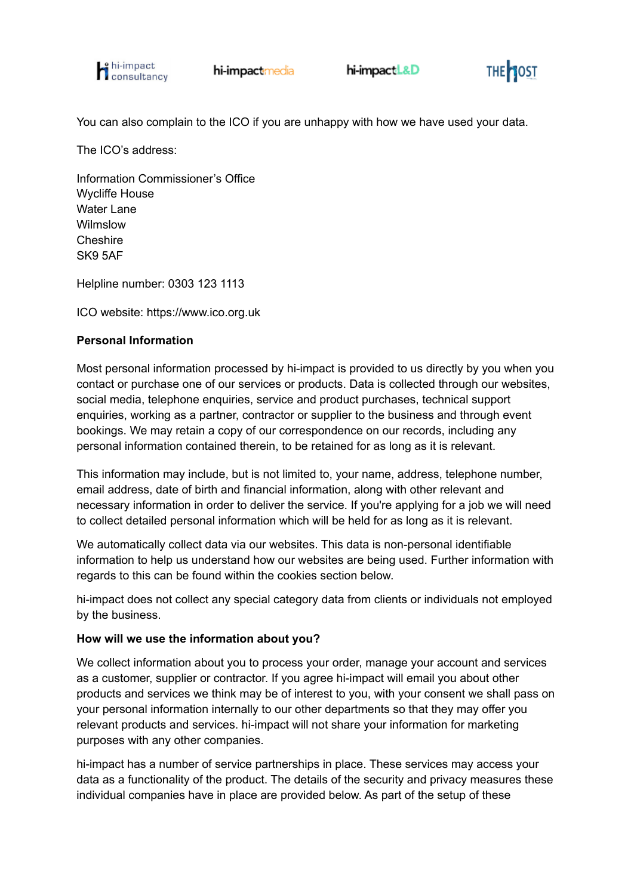You can also complain to the ICO if you are unhappy with how we have used your data.

The ICO's address:

Information Commissioner's Office
Wycliffe House
Water Lane
Wilmslow
Cheshire
SK9 5AF

Helpline number: 0303 123 1113

ICO website: https://www.ico.org.uk

**Personal Information**

Most personal information processed by hi-impact is provided to us directly by you when you contact or purchase one of our services or products. Data is collected through our websites, social media, telephone enquiries, service and product purchases, technical support enquiries, working as a partner, contractor or supplier to the business and through event bookings. We may retain a copy of our correspondence on our records, including any personal information contained therein, to be retained for as long as it is relevant.

This information may include, but is not limited to, your name, address, telephone number, email address, date of birth and financial information, along with other relevant and necessary information in order to deliver the service. If you're applying for a job we will need to collect detailed personal information which will be held for as long as it is relevant.

We automatically collect data via our websites. This data is non-personal identifiable information to help us understand how our websites are being used. Further information with regards to this can be found within the cookies section below.

hi-impact does not collect any special category data from clients or individuals not employed by the business.

**How will we use the information about you?**

We collect information about you to process your order, manage your account and services as a customer, supplier or contractor. If you agree hi-impact will email you about other products and services we think may be of interest to you, with your consent we shall pass on your personal information internally to our other departments so that they may offer you relevant products and services. hi-impact will not share your information for marketing purposes with any other companies.

hi-impact has a number of service partnerships in place. These services may access your data as a functionality of the product. The details of the security and privacy measures these individual companies have in place are provided below. As part of the setup of these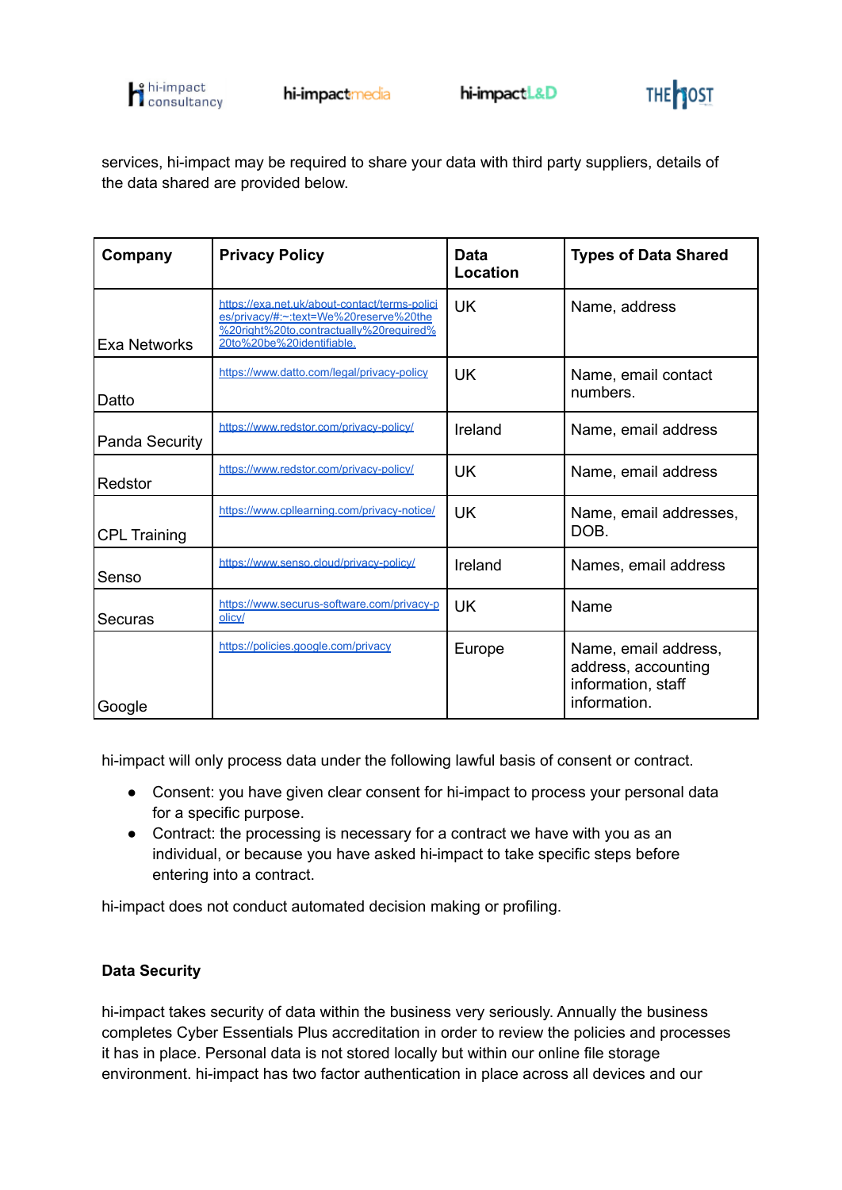services, hi-impact may be required to share your data with third party suppliers, details of the data shared are provided below.

| Company | Privacy Policy | Data Location | Types of Data Shared |
|---|---|---|---|
| Exa Networks | https://exa.net.uk/about-contact/terms-policies/privacy/#:~:text=We%20reserve%20the%20right%20to,contractually%20required%20to%20be%20identifiable. | UK | Name, address |
| Datto | https://www.datto.com/legal/privacy-policy | UK | Name, email contact numbers. |
| Panda Security | https://www.redstor.com/privacy-policy/ | Ireland | Name, email address |
| Redstor | https://www.redstor.com/privacy-policy/ | UK | Name, email address |
| CPL Training | https://www.cpllearning.com/privacy-notice/ | UK | Name, email addresses, DOB. |
| Senso | https://www.senso.cloud/privacy-policy/ | Ireland | Names, email address |
| Securas | https://www.securus-software.com/privacy-policy/ | UK | Name |
| Google | https://policies.google.com/privacy | Europe | Name, email address, address, accounting information, staff information. |

hi-impact will only process data under the following lawful basis of consent or contract.

- Consent: you have given clear consent for hi-impact to process your personal data for a specific purpose.
- Contract: the processing is necessary for a contract we have with you as an individual, or because you have asked hi-impact to take specific steps before entering into a contract.

hi-impact does not conduct automated decision making or profiling.

**Data Security**

hi-impact takes security of data within the business very seriously. Annually the business completes Cyber Essentials Plus accreditation in order to review the policies and processes it has in place. Personal data is not stored locally but within our online file storage environment. hi-impact has two factor authentication in place across all devices and our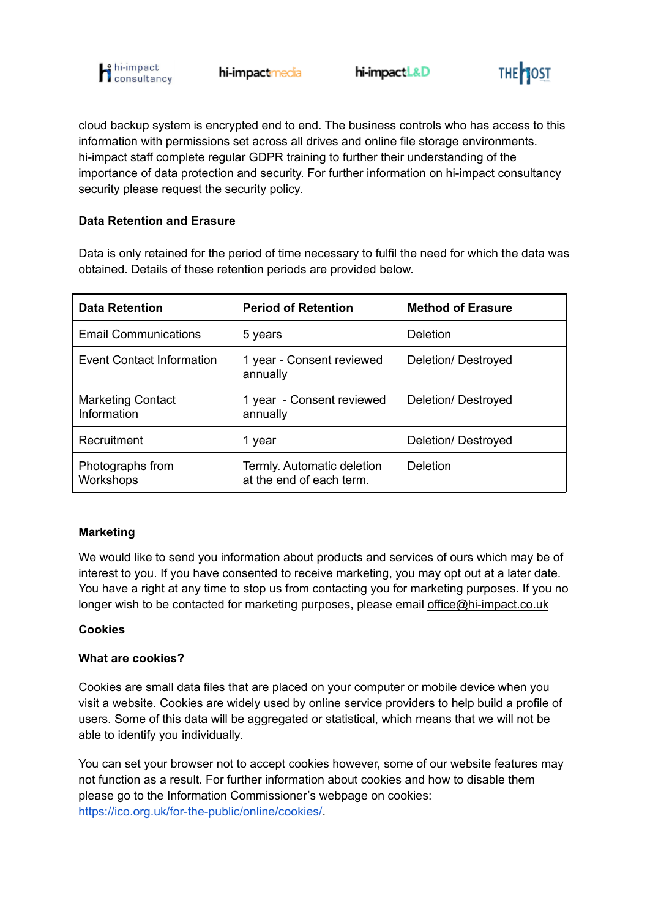cloud backup system is encrypted end to end. The business controls who has access to this information with permissions set across all drives and online file storage environments. hi-impact staff complete regular GDPR training to further their understanding of the importance of data protection and security. For further information on hi-impact consultancy security please request the security policy.

**Data Retention and Erasure**

Data is only retained for the period of time necessary to fulfil the need for which the data was obtained. Details of these retention periods are provided below.

| Data Retention | Period of Retention | Method of Erasure |
|---|---|---|
| Email Communications | 5 years | Deletion |
| Event Contact Information | 1 year - Consent reviewed annually | Deletion/ Destroyed |
| Marketing Contact Information | 1 year - Consent reviewed annually | Deletion/ Destroyed |
| Recruitment | 1 year | Deletion/ Destroyed |
| Photographs from Workshops | Termly. Automatic deletion at the end of each term. | Deletion |

**Marketing**

We would like to send you information about products and services of ours which may be of interest to you. If you have consented to receive marketing, you may opt out at a later date. You have a right at any time to stop us from contacting you for marketing purposes. If you no longer wish to be contacted for marketing purposes, please email office@hi-impact.co.uk

**Cookies**

**What are cookies?**

Cookies are small data files that are placed on your computer or mobile device when you visit a website. Cookies are widely used by online service providers to help build a profile of users. Some of this data will be aggregated or statistical, which means that we will not be able to identify you individually.

You can set your browser not to accept cookies however, some of our website features may not function as a result. For further information about cookies and how to disable them please go to the Information Commissioner's webpage on cookies: https://ico.org.uk/for-the-public/online/cookies/.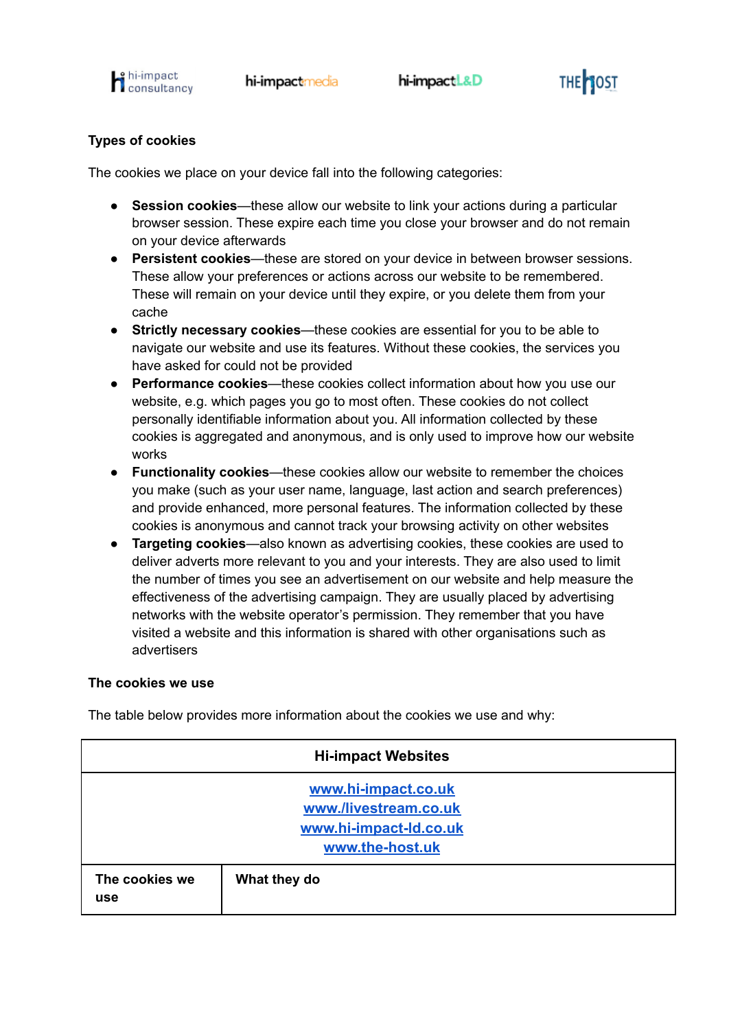**Types of cookies**

The cookies we place on your device fall into the following categories:

- **Session cookies**—these allow our website to link your actions during a particular browser session. These expire each time you close your browser and do not remain on your device afterwards
- **Persistent cookies**—these are stored on your device in between browser sessions. These allow your preferences or actions across our website to be remembered. These will remain on your device until they expire, or you delete them from your cache
- **Strictly necessary cookies**—these cookies are essential for you to be able to navigate our website and use its features. Without these cookies, the services you have asked for could not be provided
- **Performance cookies**—these cookies collect information about how you use our website, e.g. which pages you go to most often. These cookies do not collect personally identifiable information about you. All information collected by these cookies is aggregated and anonymous, and is only used to improve how our website works
- **Functionality cookies**—these cookies allow our website to remember the choices you make (such as your user name, language, last action and search preferences) and provide enhanced, more personal features. The information collected by these cookies is anonymous and cannot track your browsing activity on other websites
- **Targeting cookies**—also known as advertising cookies, these cookies are used to deliver adverts more relevant to you and your interests. They are also used to limit the number of times you see an advertisement on our website and help measure the effectiveness of the advertising campaign. They are usually placed by advertising networks with the website operator's permission. They remember that you have visited a website and this information is shared with other organisations such as advertisers

**The cookies we use**

The table below provides more information about the cookies we use and why:

| **Hi-impact Websites** | |
|---|---|
| www.hi-impact.co.uk<br>www./livestream.co.uk<br>www.hi-impact-ld.co.uk<br>www.the-host.uk | |
| **The cookies we use** | **What they do** |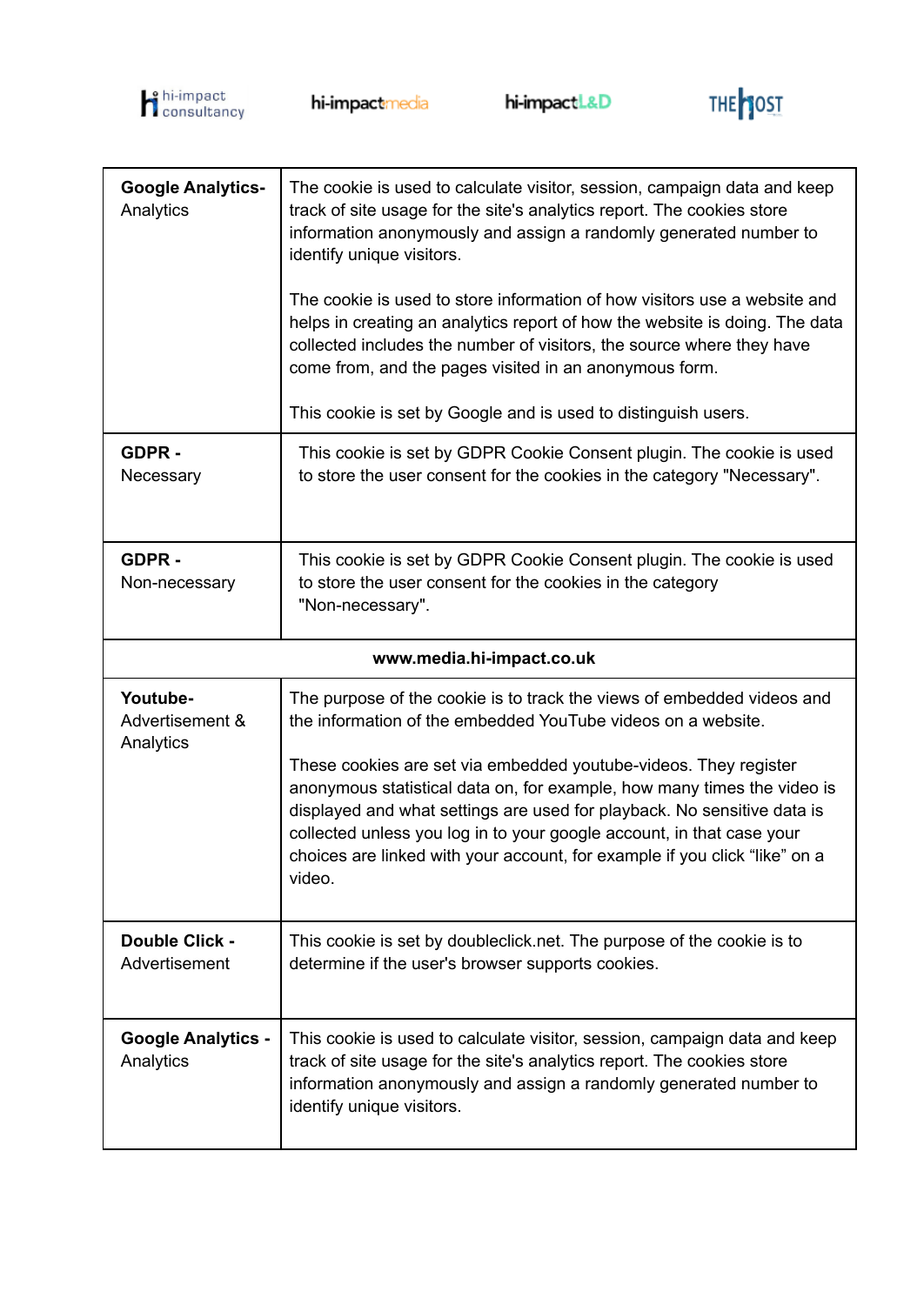| | |
|---|---|
| **Google Analytics-** Analytics | The cookie is used to calculate visitor, session, campaign data and keep track of site usage for the site's analytics report. The cookies store information anonymously and assign a randomly generated number to identify unique visitors.<br><br>The cookie is used to store information of how visitors use a website and helps in creating an analytics report of how the website is doing. The data collected includes the number of visitors, the source where they have come from, and the pages visited in an anonymous form.<br><br>This cookie is set by Google and is used to distinguish users. |
| **GDPR -** Necessary | This cookie is set by GDPR Cookie Consent plugin. The cookie is used to store the user consent for the cookies in the category "Necessary". |
| **GDPR -** Non-necessary | This cookie is set by GDPR Cookie Consent plugin. The cookie is used to store the user consent for the cookies in the category "Non-necessary". |
| **www.media.hi-impact.co.uk** | |
| **Youtube-** Advertisement & Analytics | The purpose of the cookie is to track the views of embedded videos and the information of the embedded YouTube videos on a website.<br><br>These cookies are set via embedded youtube-videos. They register anonymous statistical data on, for example, how many times the video is displayed and what settings are used for playback. No sensitive data is collected unless you log in to your google account, in that case your choices are linked with your account, for example if you click "like" on a video. |
| **Double Click -** Advertisement | This cookie is set by doubleclick.net. The purpose of the cookie is to determine if the user's browser supports cookies. |
| **Google Analytics -** Analytics | This cookie is used to calculate visitor, session, campaign data and keep track of site usage for the site's analytics report. The cookies store information anonymously and assign a randomly generated number to identify unique visitors. |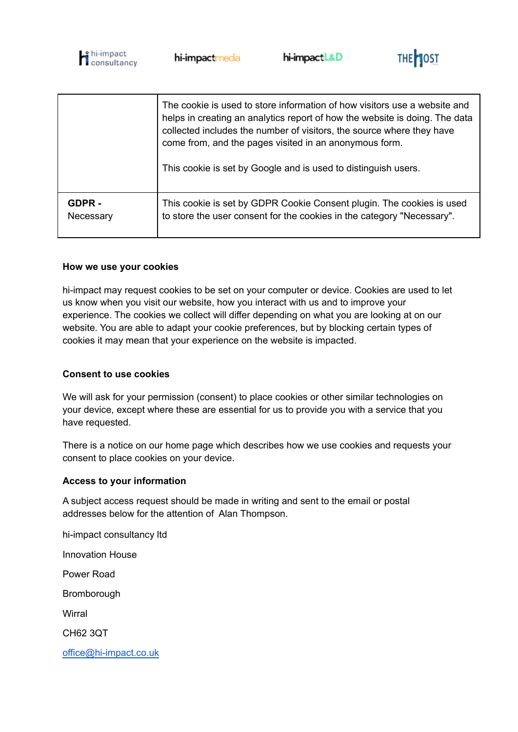| | |
|---|---|
| | The cookie is used to store information of how visitors use a website and helps in creating an analytics report of how the website is doing. The data collected includes the number of visitors, the source where they have come from, and the pages visited in an anonymous form.<br><br>This cookie is set by Google and is used to distinguish users. |
| **GDPR -** Necessary | This cookie is set by GDPR Cookie Consent plugin. The cookies is used to store the user consent for the cookies in the category "Necessary". |

**How we use your cookies**

hi-impact may request cookies to be set on your computer or device. Cookies are used to let us know when you visit our website, how you interact with us and to improve your experience. The cookies we collect will differ depending on what you are looking at on our website. You are able to adapt your cookie preferences, but by blocking certain types of cookies it may mean that your experience on the website is impacted.

**Consent to use cookies**

We will ask for your permission (consent) to place cookies or other similar technologies on your device, except where these are essential for us to provide you with a service that you have requested.

There is a notice on our home page which describes how we use cookies and requests your consent to place cookies on your device.

**Access to your information**

A subject access request should be made in writing and sent to the email or postal addresses below for the attention of Alan Thompson.

hi-impact consultancy ltd

Innovation House

Power Road

Bromborough

Wirral

CH62 3QT

office@hi-impact.co.uk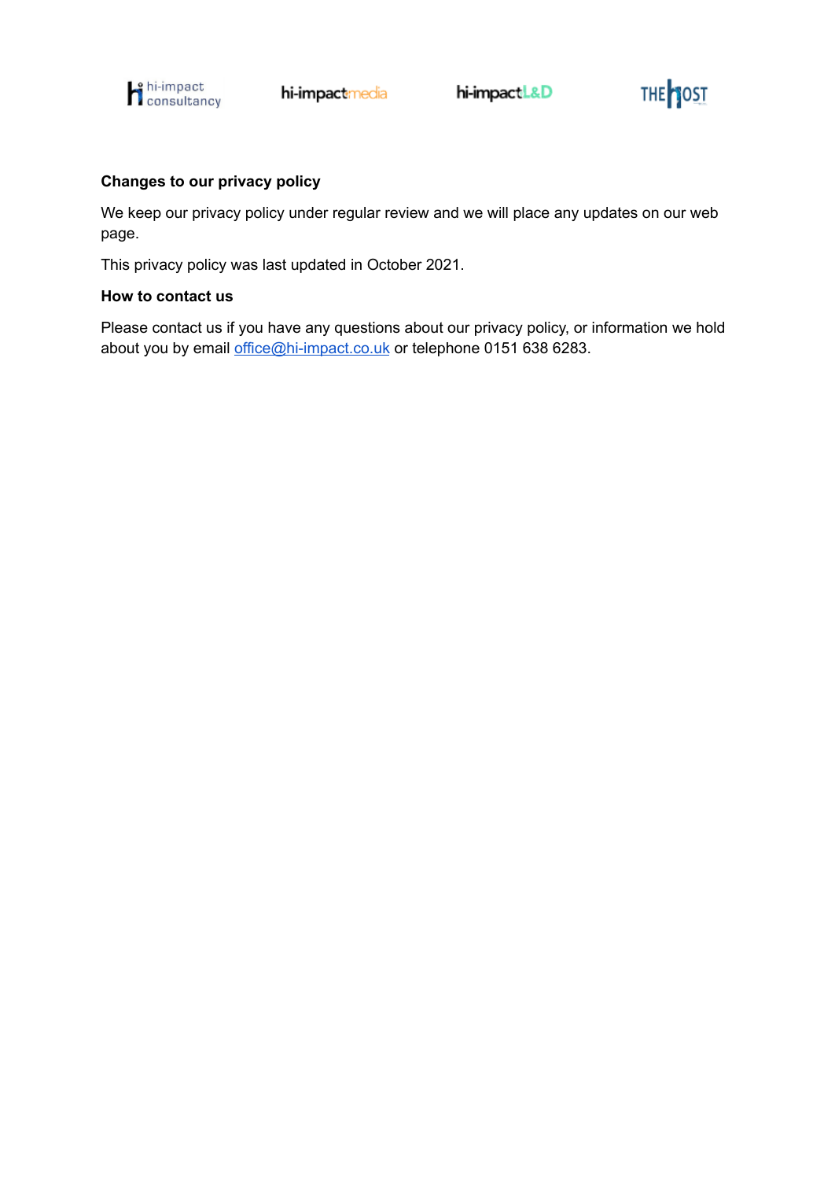**Changes to our privacy policy**

We keep our privacy policy under regular review and we will place any updates on our web page.

This privacy policy was last updated in October 2021.

**How to contact us**

Please contact us if you have any questions about our privacy policy, or information we hold about you by email office@hi-impact.co.uk or telephone 0151 638 6283.